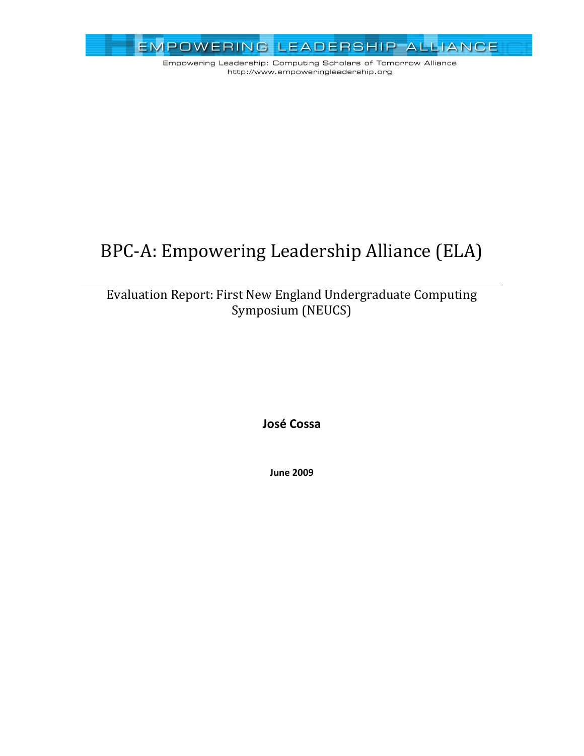EMPOWERING LEADERSHIP ALLIANCE

Empowering Leadership: Computing Scholars of Tomorrow Alliance
http://www.empoweringleadership.org

# BPC-A: Empowering Leadership Alliance (ELA)

## Evaluation Report: First New England Undergraduate Computing Symposium (NEUCS)

**José Cossa**

**June 2009**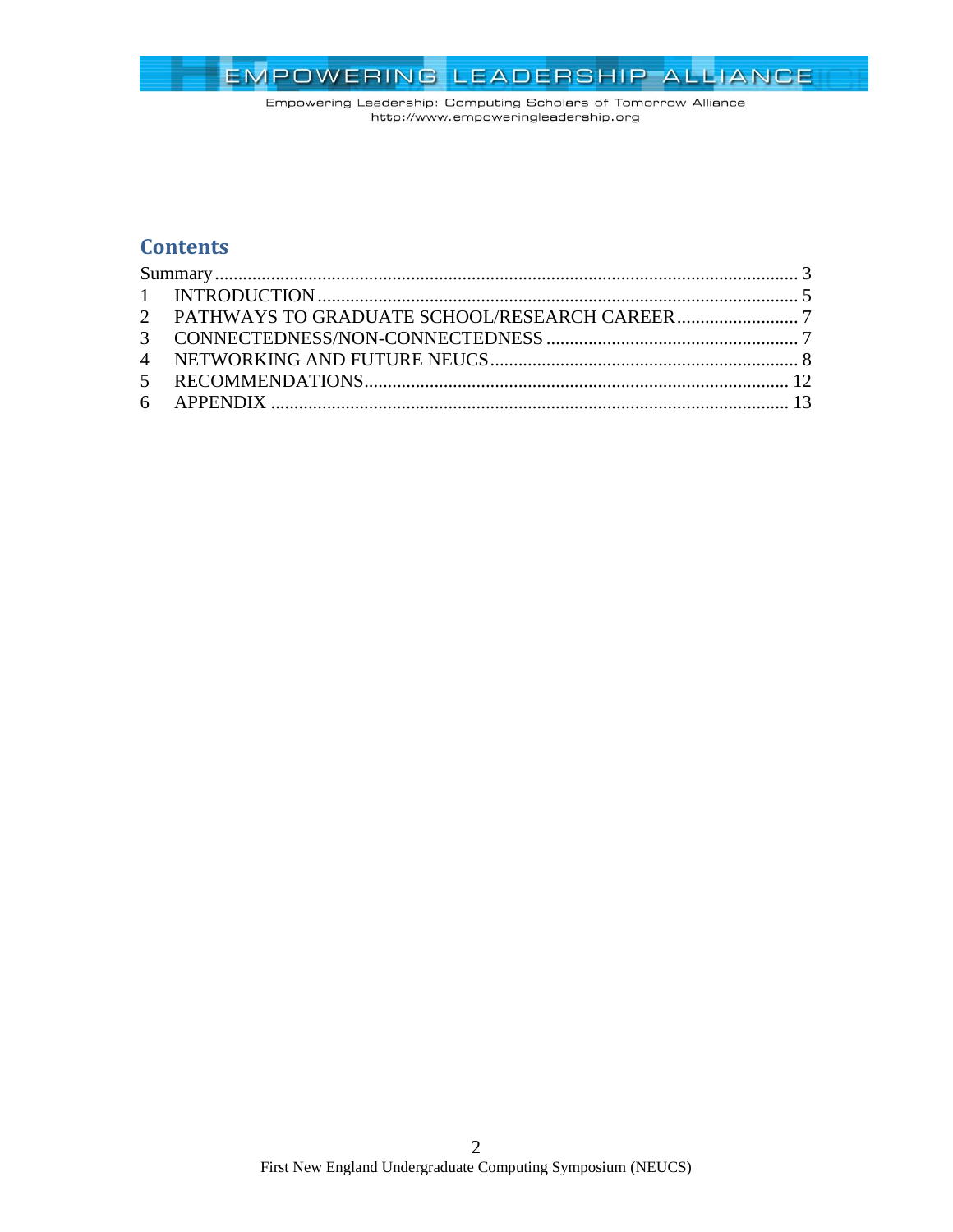## Contents

Summary ........................................................................................................................ 3
1 INTRODUCTION .................................................................................................... 5
2 PATHWAYS TO GRADUATE SCHOOL/RESEARCH CAREER .......................... 7
3 CONNECTEDNESS/NON-CONNECTEDNESS ..................................................... 7
4 NETWORKING AND FUTURE NEUCS ................................................................ 8
5 RECOMMENDATIONS ........................................................................................ 12
6 APPENDIX ............................................................................................................ 13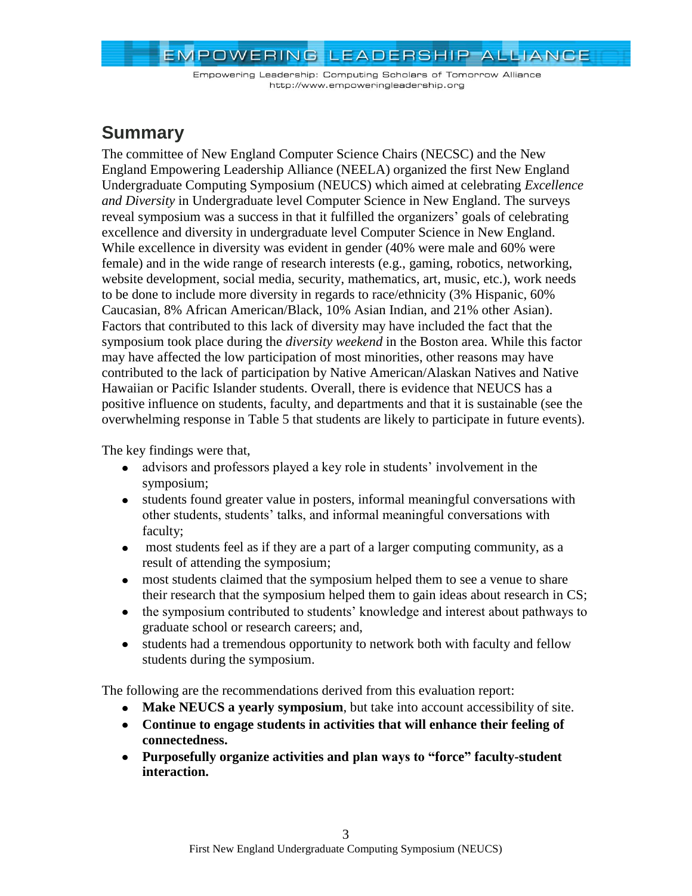## Summary

The committee of New England Computer Science Chairs (NECSC) and the New England Empowering Leadership Alliance (NEELA) organized the first New England Undergraduate Computing Symposium (NEUCS) which aimed at celebrating *Excellence and Diversity* in Undergraduate level Computer Science in New England. The surveys reveal symposium was a success in that it fulfilled the organizers' goals of celebrating excellence and diversity in undergraduate level Computer Science in New England. While excellence in diversity was evident in gender (40% were male and 60% were female) and in the wide range of research interests (e.g., gaming, robotics, networking, website development, social media, security, mathematics, art, music, etc.), work needs to be done to include more diversity in regards to race/ethnicity (3% Hispanic, 60% Caucasian, 8% African American/Black, 10% Asian Indian, and 21% other Asian). Factors that contributed to this lack of diversity may have included the fact that the symposium took place during the *diversity weekend* in the Boston area. While this factor may have affected the low participation of most minorities, other reasons may have contributed to the lack of participation by Native American/Alaskan Natives and Native Hawaiian or Pacific Islander students. Overall, there is evidence that NEUCS has a positive influence on students, faculty, and departments and that it is sustainable (see the overwhelming response in Table 5 that students are likely to participate in future events).

The key findings were that,

- advisors and professors played a key role in students' involvement in the symposium;
- students found greater value in posters, informal meaningful conversations with other students, students' talks, and informal meaningful conversations with faculty;
- most students feel as if they are a part of a larger computing community, as a result of attending the symposium;
- most students claimed that the symposium helped them to see a venue to share their research that the symposium helped them to gain ideas about research in CS;
- the symposium contributed to students' knowledge and interest about pathways to graduate school or research careers; and,
- students had a tremendous opportunity to network both with faculty and fellow students during the symposium.

The following are the recommendations derived from this evaluation report:

- **Make NEUCS a yearly symposium**, but take into account accessibility of site.
- **Continue to engage students in activities that will enhance their feeling of connectedness.**
- **Purposefully organize activities and plan ways to "force" faculty-student interaction.**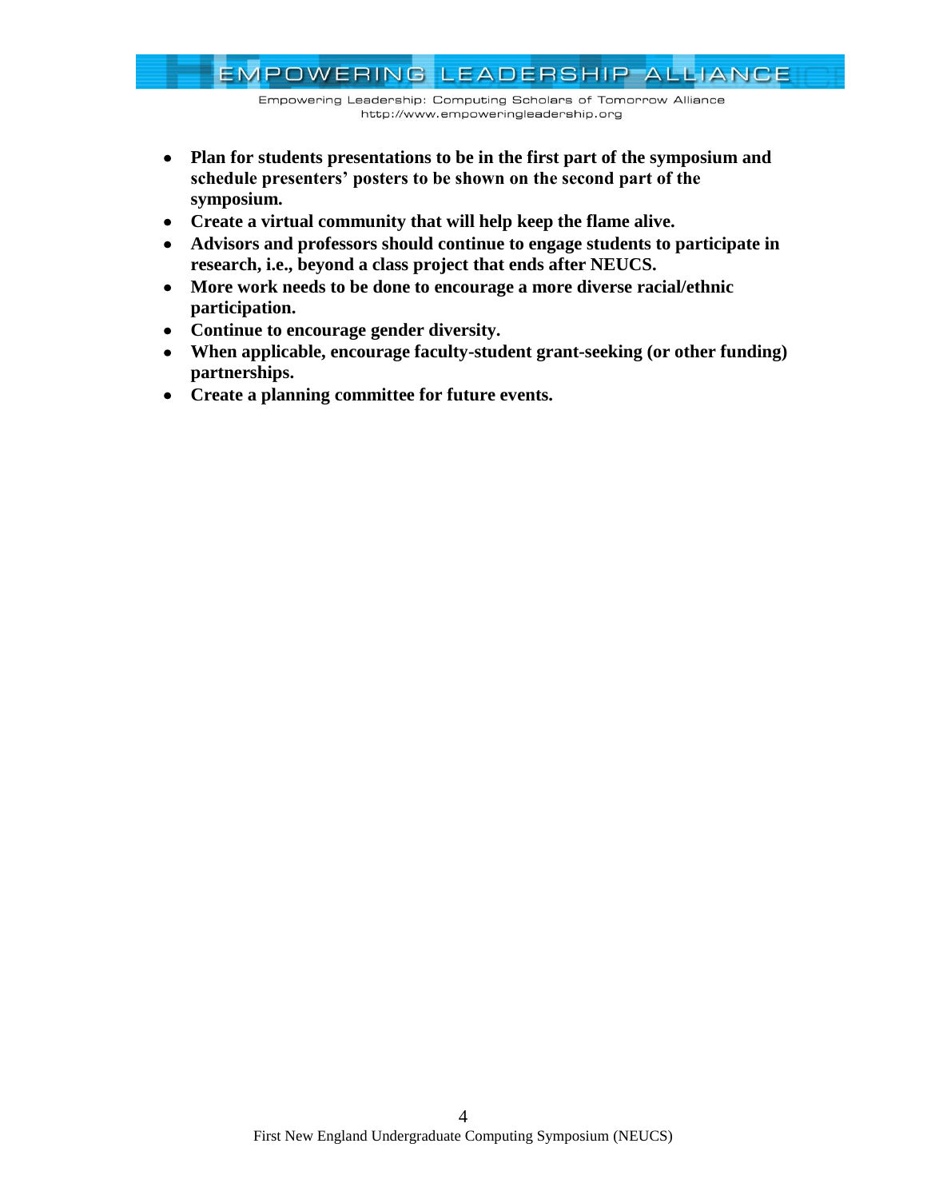- **Plan for students presentations to be in the first part of the symposium and schedule presenters' posters to be shown on the second part of the symposium.**
- **Create a virtual community that will help keep the flame alive.**
- **Advisors and professors should continue to engage students to participate in research, i.e., beyond a class project that ends after NEUCS.**
- **More work needs to be done to encourage a more diverse racial/ethnic participation.**
- **Continue to encourage gender diversity.**
- **When applicable, encourage faculty-student grant-seeking (or other funding) partnerships.**
- **Create a planning committee for future events.**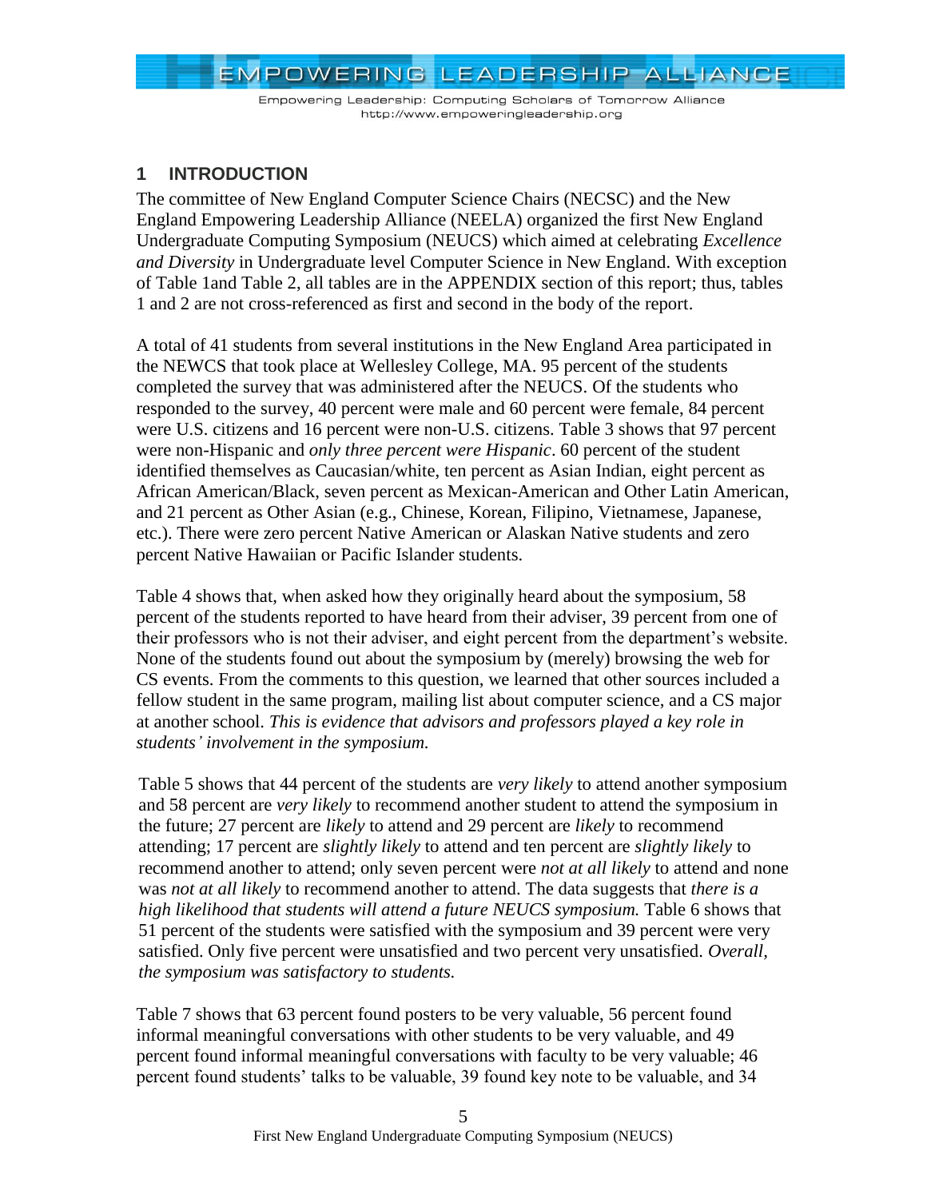## 1 INTRODUCTION

The committee of New England Computer Science Chairs (NECSC) and the New England Empowering Leadership Alliance (NEELA) organized the first New England Undergraduate Computing Symposium (NEUCS) which aimed at celebrating *Excellence and Diversity* in Undergraduate level Computer Science in New England. With exception of Table 1and Table 2, all tables are in the APPENDIX section of this report; thus, tables 1 and 2 are not cross-referenced as first and second in the body of the report.

A total of 41 students from several institutions in the New England Area participated in the NEWCS that took place at Wellesley College, MA. 95 percent of the students completed the survey that was administered after the NEUCS. Of the students who responded to the survey, 40 percent were male and 60 percent were female, 84 percent were U.S. citizens and 16 percent were non-U.S. citizens. Table 3 shows that 97 percent were non-Hispanic and *only three percent were Hispanic*. 60 percent of the student identified themselves as Caucasian/white, ten percent as Asian Indian, eight percent as African American/Black, seven percent as Mexican-American and Other Latin American, and 21 percent as Other Asian (e.g., Chinese, Korean, Filipino, Vietnamese, Japanese, etc.). There were zero percent Native American or Alaskan Native students and zero percent Native Hawaiian or Pacific Islander students.

Table 4 shows that, when asked how they originally heard about the symposium, 58 percent of the students reported to have heard from their adviser, 39 percent from one of their professors who is not their adviser, and eight percent from the department's website. None of the students found out about the symposium by (merely) browsing the web for CS events. From the comments to this question, we learned that other sources included a fellow student in the same program, mailing list about computer science, and a CS major at another school. *This is evidence that advisors and professors played a key role in students' involvement in the symposium.*

Table 5 shows that 44 percent of the students are *very likely* to attend another symposium and 58 percent are *very likely* to recommend another student to attend the symposium in the future; 27 percent are *likely* to attend and 29 percent are *likely* to recommend attending; 17 percent are *slightly likely* to attend and ten percent are *slightly likely* to recommend another to attend; only seven percent were *not at all likely* to attend and none was *not at all likely* to recommend another to attend. The data suggests that *there is a high likelihood that students will attend a future NEUCS symposium.* Table 6 shows that 51 percent of the students were satisfied with the symposium and 39 percent were very satisfied. Only five percent were unsatisfied and two percent very unsatisfied. *Overall, the symposium was satisfactory to students.*

Table 7 shows that 63 percent found posters to be very valuable, 56 percent found informal meaningful conversations with other students to be very valuable, and 49 percent found informal meaningful conversations with faculty to be very valuable; 46 percent found students' talks to be valuable, 39 found key note to be valuable, and 34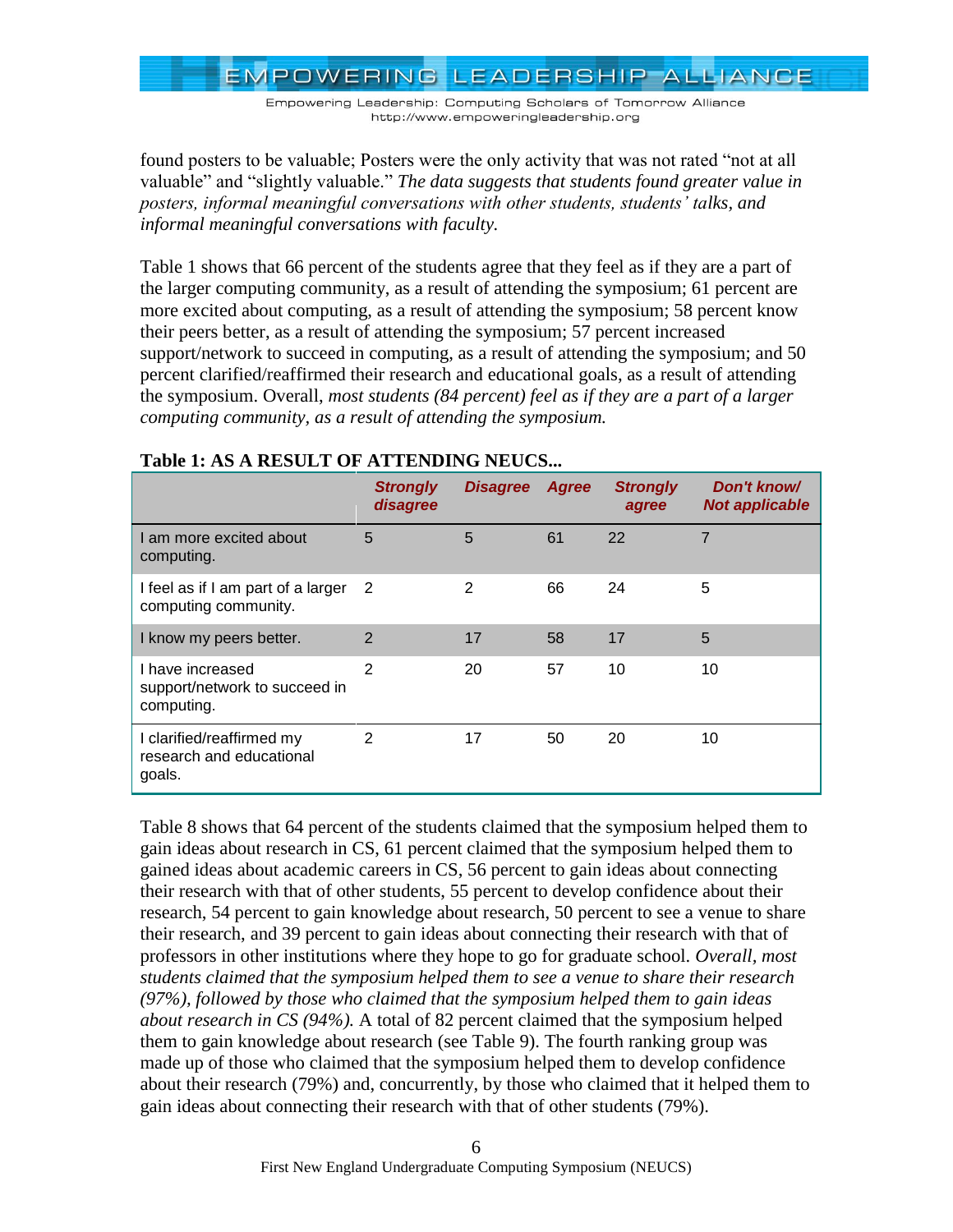found posters to be valuable; Posters were the only activity that was not rated "not at all valuable" and "slightly valuable." *The data suggests that students found greater value in posters, informal meaningful conversations with other students, students' talks, and informal meaningful conversations with faculty.*

Table 1 shows that 66 percent of the students agree that they feel as if they are a part of the larger computing community, as a result of attending the symposium; 61 percent are more excited about computing, as a result of attending the symposium; 58 percent know their peers better, as a result of attending the symposium; 57 percent increased support/network to succeed in computing, as a result of attending the symposium; and 50 percent clarified/reaffirmed their research and educational goals, as a result of attending the symposium. Overall, *most students (84 percent) feel as if they are a part of a larger computing community, as a result of attending the symposium.*

**Table 1: AS A RESULT OF ATTENDING NEUCS...**

| | *Strongly disagree* | *Disagree* | *Agree* | *Strongly agree* | *Don't know/ Not applicable* |
|---|---|---|---|---|---|
| I am more excited about computing. | 5 | 5 | 61 | 22 | 7 |
| I feel as if I am part of a larger computing community. | 2 | 2 | 66 | 24 | 5 |
| I know my peers better. | 2 | 17 | 58 | 17 | 5 |
| I have increased support/network to succeed in computing. | 2 | 20 | 57 | 10 | 10 |
| I clarified/reaffirmed my research and educational goals. | 2 | 17 | 50 | 20 | 10 |

Table 8 shows that 64 percent of the students claimed that the symposium helped them to gain ideas about research in CS, 61 percent claimed that the symposium helped them to gained ideas about academic careers in CS, 56 percent to gain ideas about connecting their research with that of other students, 55 percent to develop confidence about their research, 54 percent to gain knowledge about research, 50 percent to see a venue to share their research, and 39 percent to gain ideas about connecting their research with that of professors in other institutions where they hope to go for graduate school. *Overall, most students claimed that the symposium helped them to see a venue to share their research (97%), followed by those who claimed that the symposium helped them to gain ideas about research in CS (94%).* A total of 82 percent claimed that the symposium helped them to gain knowledge about research (see Table 9). The fourth ranking group was made up of those who claimed that the symposium helped them to develop confidence about their research (79%) and, concurrently, by those who claimed that it helped them to gain ideas about connecting their research with that of other students (79%).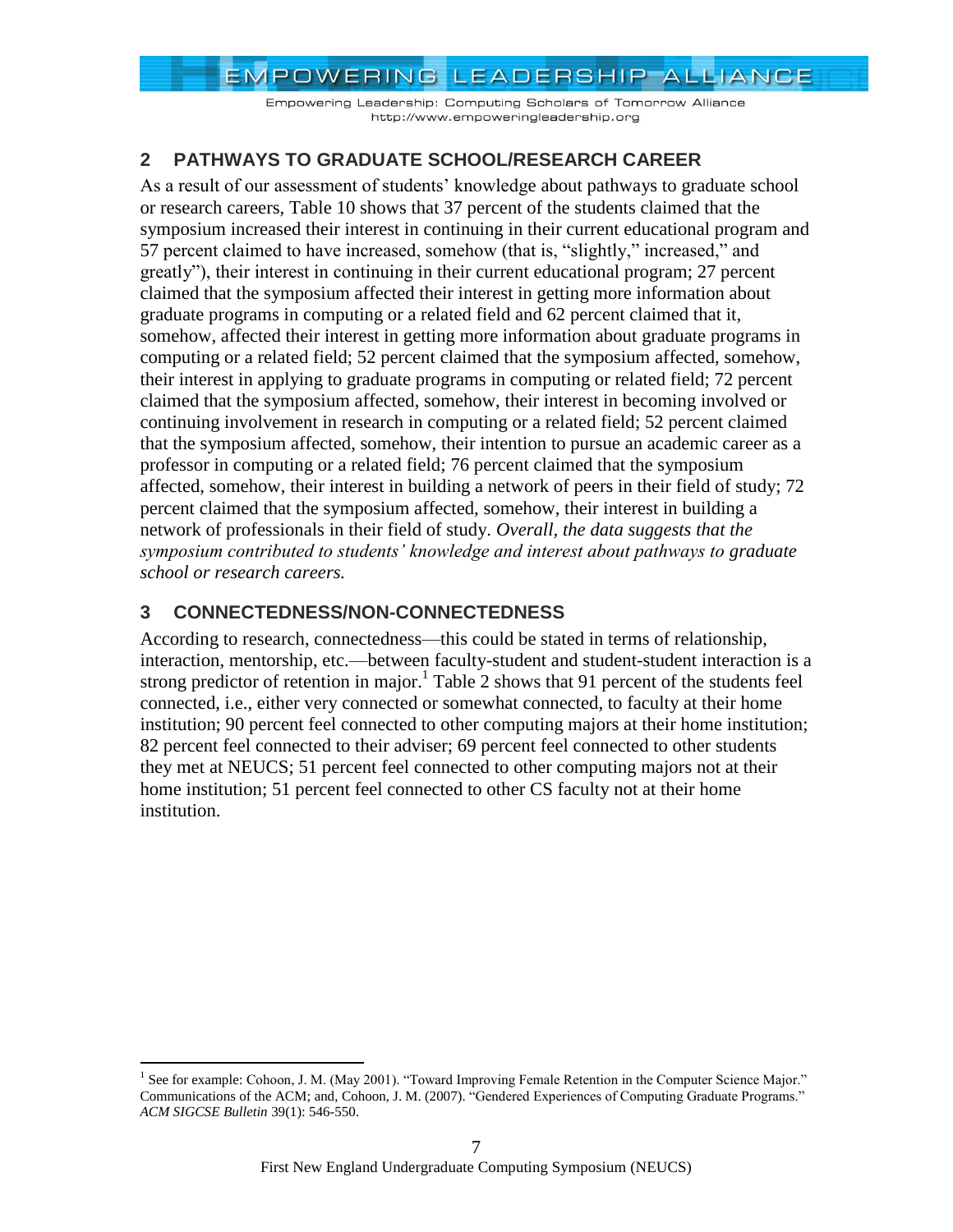## 2 PATHWAYS TO GRADUATE SCHOOL/RESEARCH CAREER

As a result of our assessment of students' knowledge about pathways to graduate school or research careers, Table 10 shows that 37 percent of the students claimed that the symposium increased their interest in continuing in their current educational program and 57 percent claimed to have increased, somehow (that is, "slightly," increased," and greatly"), their interest in continuing in their current educational program; 27 percent claimed that the symposium affected their interest in getting more information about graduate programs in computing or a related field and 62 percent claimed that it, somehow, affected their interest in getting more information about graduate programs in computing or a related field; 52 percent claimed that the symposium affected, somehow, their interest in applying to graduate programs in computing or related field; 72 percent claimed that the symposium affected, somehow, their interest in becoming involved or continuing involvement in research in computing or a related field; 52 percent claimed that the symposium affected, somehow, their intention to pursue an academic career as a professor in computing or a related field; 76 percent claimed that the symposium affected, somehow, their interest in building a network of peers in their field of study; 72 percent claimed that the symposium affected, somehow, their interest in building a network of professionals in their field of study. *Overall, the data suggests that the symposium contributed to students' knowledge and interest about pathways to graduate school or research careers.*

## 3 CONNECTEDNESS/NON-CONNECTEDNESS

According to research, connectedness—this could be stated in terms of relationship, interaction, mentorship, etc.—between faculty-student and student-student interaction is a strong predictor of retention in major.[1] Table 2 shows that 91 percent of the students feel connected, i.e., either very connected or somewhat connected, to faculty at their home institution; 90 percent feel connected to other computing majors at their home institution; 82 percent feel connected to their adviser; 69 percent feel connected to other students they met at NEUCS; 51 percent feel connected to other computing majors not at their home institution; 51 percent feel connected to other CS faculty not at their home institution.

---

[1] See for example: Cohoon, J. M. (May 2001). "Toward Improving Female Retention in the Computer Science Major." Communications of the ACM; and, Cohoon, J. M. (2007). "Gendered Experiences of Computing Graduate Programs." *ACM SIGCSE Bulletin* 39(1): 546-550.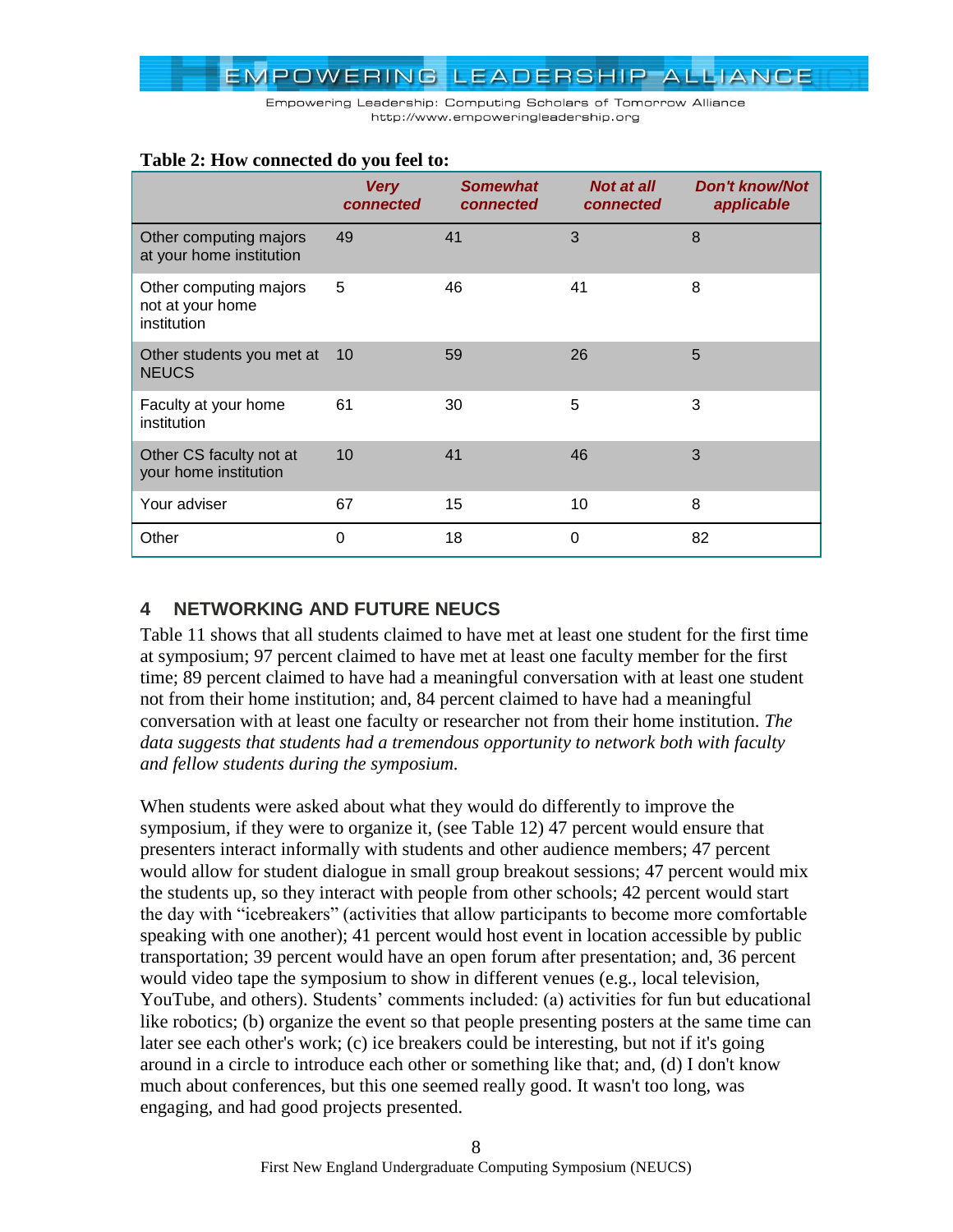**Table 2: How connected do you feel to:**

| | *Very connected* | *Somewhat connected* | *Not at all connected* | *Don't know/Not applicable* |
|---|---|---|---|---|
| Other computing majors at your home institution | 49 | 41 | 3 | 8 |
| Other computing majors not at your home institution | 5 | 46 | 41 | 8 |
| Other students you met at NEUCS | 10 | 59 | 26 | 5 |
| Faculty at your home institution | 61 | 30 | 5 | 3 |
| Other CS faculty not at your home institution | 10 | 41 | 46 | 3 |
| Your adviser | 67 | 15 | 10 | 8 |
| Other | 0 | 18 | 0 | 82 |

## 4 NETWORKING AND FUTURE NEUCS

Table 11 shows that all students claimed to have met at least one student for the first time at symposium; 97 percent claimed to have met at least one faculty member for the first time; 89 percent claimed to have had a meaningful conversation with at least one student not from their home institution; and, 84 percent claimed to have had a meaningful conversation with at least one faculty or researcher not from their home institution. *The data suggests that students had a tremendous opportunity to network both with faculty and fellow students during the symposium.*

When students were asked about what they would do differently to improve the symposium, if they were to organize it, (see Table 12) 47 percent would ensure that presenters interact informally with students and other audience members; 47 percent would allow for student dialogue in small group breakout sessions; 47 percent would mix the students up, so they interact with people from other schools; 42 percent would start the day with "icebreakers" (activities that allow participants to become more comfortable speaking with one another); 41 percent would host event in location accessible by public transportation; 39 percent would have an open forum after presentation; and, 36 percent would video tape the symposium to show in different venues (e.g., local television, YouTube, and others). Students' comments included: (a) activities for fun but educational like robotics; (b) organize the event so that people presenting posters at the same time can later see each other's work; (c) ice breakers could be interesting, but not if it's going around in a circle to introduce each other or something like that; and, (d) I don't know much about conferences, but this one seemed really good. It wasn't too long, was engaging, and had good projects presented.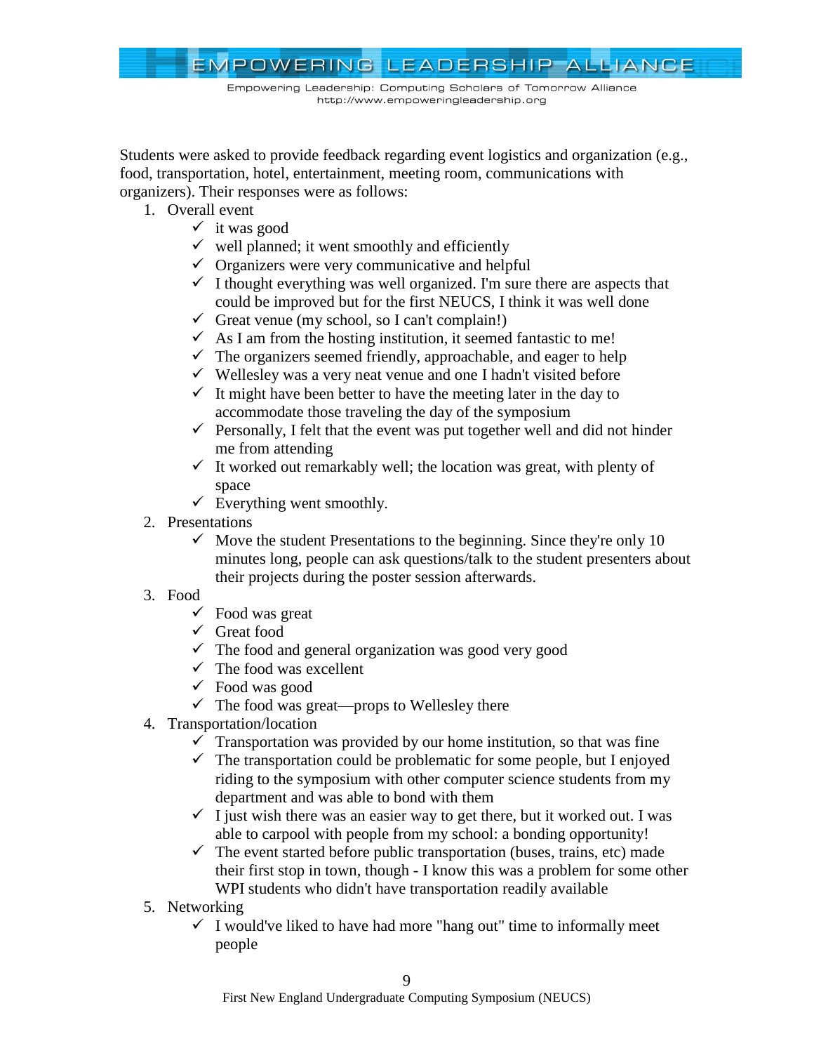Students were asked to provide feedback regarding event logistics and organization (e.g., food, transportation, hotel, entertainment, meeting room, communications with organizers). Their responses were as follows:

1. Overall event
    - ✓ it was good
    - ✓ well planned; it went smoothly and efficiently
    - ✓ Organizers were very communicative and helpful
    - ✓ I thought everything was well organized. I'm sure there are aspects that could be improved but for the first NEUCS, I think it was well done
    - ✓ Great venue (my school, so I can't complain!)
    - ✓ As I am from the hosting institution, it seemed fantastic to me!
    - ✓ The organizers seemed friendly, approachable, and eager to help
    - ✓ Wellesley was a very neat venue and one I hadn't visited before
    - ✓ It might have been better to have the meeting later in the day to accommodate those traveling the day of the symposium
    - ✓ Personally, I felt that the event was put together well and did not hinder me from attending
    - ✓ It worked out remarkably well; the location was great, with plenty of space
    - ✓ Everything went smoothly.
2. Presentations
    - ✓ Move the student Presentations to the beginning. Since they're only 10 minutes long, people can ask questions/talk to the student presenters about their projects during the poster session afterwards.
3. Food
    - ✓ Food was great
    - ✓ Great food
    - ✓ The food and general organization was good very good
    - ✓ The food was excellent
    - ✓ Food was good
    - ✓ The food was great—props to Wellesley there
4. Transportation/location
    - ✓ Transportation was provided by our home institution, so that was fine
    - ✓ The transportation could be problematic for some people, but I enjoyed riding to the symposium with other computer science students from my department and was able to bond with them
    - ✓ I just wish there was an easier way to get there, but it worked out. I was able to carpool with people from my school: a bonding opportunity!
    - ✓ The event started before public transportation (buses, trains, etc) made their first stop in town, though - I know this was a problem for some other WPI students who didn't have transportation readily available
5. Networking
    - ✓ I would've liked to have had more "hang out" time to informally meet people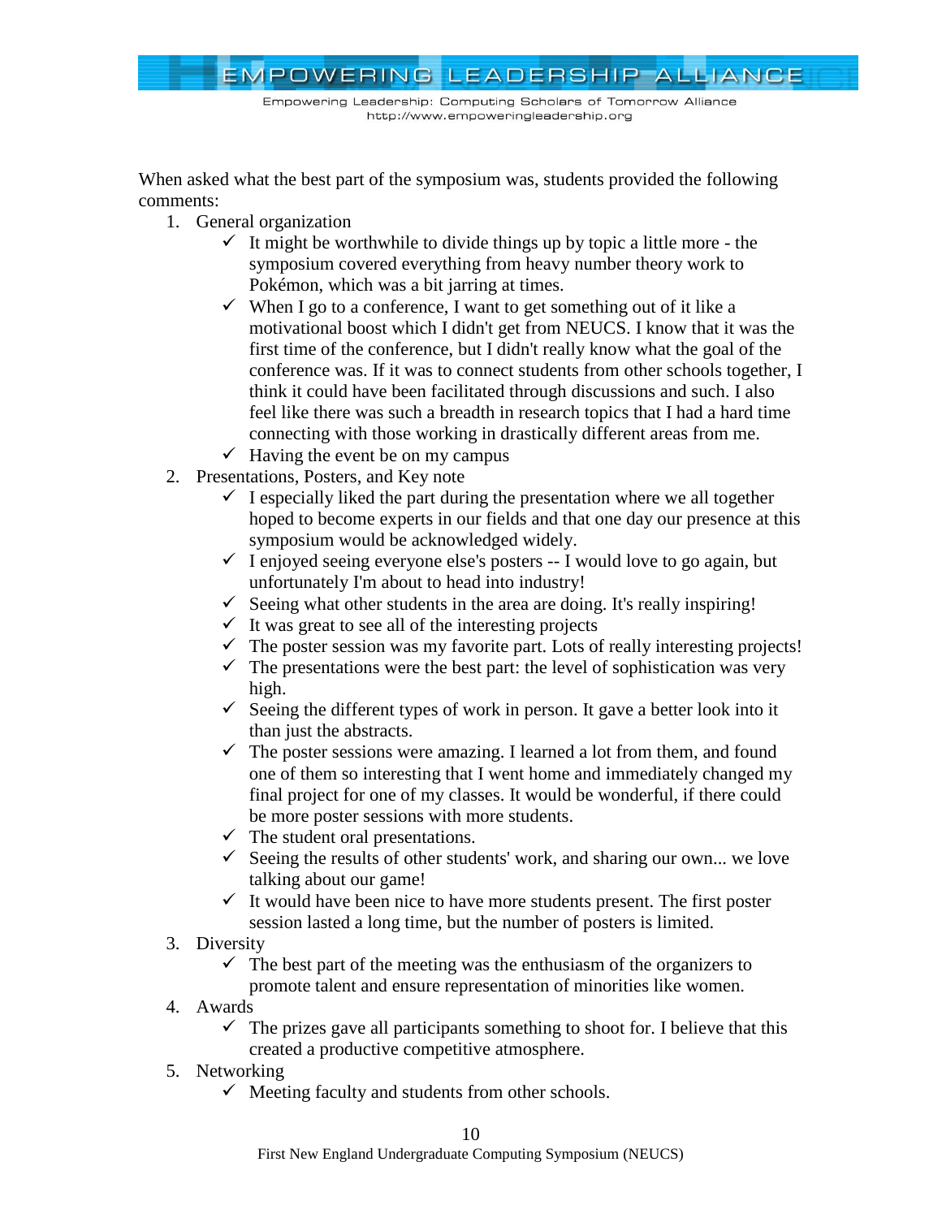When asked what the best part of the symposium was, students provided the following comments:

1. General organization
   - ✓ It might be worthwhile to divide things up by topic a little more - the symposium covered everything from heavy number theory work to Pokémon, which was a bit jarring at times.
   - ✓ When I go to a conference, I want to get something out of it like a motivational boost which I didn't get from NEUCS. I know that it was the first time of the conference, but I didn't really know what the goal of the conference was. If it was to connect students from other schools together, I think it could have been facilitated through discussions and such. I also feel like there was such a breadth in research topics that I had a hard time connecting with those working in drastically different areas from me.
   - ✓ Having the event be on my campus
2. Presentations, Posters, and Key note
   - ✓ I especially liked the part during the presentation where we all together hoped to become experts in our fields and that one day our presence at this symposium would be acknowledged widely.
   - ✓ I enjoyed seeing everyone else's posters -- I would love to go again, but unfortunately I'm about to head into industry!
   - ✓ Seeing what other students in the area are doing. It's really inspiring!
   - ✓ It was great to see all of the interesting projects
   - ✓ The poster session was my favorite part. Lots of really interesting projects!
   - ✓ The presentations were the best part: the level of sophistication was very high.
   - ✓ Seeing the different types of work in person. It gave a better look into it than just the abstracts.
   - ✓ The poster sessions were amazing. I learned a lot from them, and found one of them so interesting that I went home and immediately changed my final project for one of my classes. It would be wonderful, if there could be more poster sessions with more students.
   - ✓ The student oral presentations.
   - ✓ Seeing the results of other students' work, and sharing our own... we love talking about our game!
   - ✓ It would have been nice to have more students present. The first poster session lasted a long time, but the number of posters is limited.
3. Diversity
   - ✓ The best part of the meeting was the enthusiasm of the organizers to promote talent and ensure representation of minorities like women.
4. Awards
   - ✓ The prizes gave all participants something to shoot for. I believe that this created a productive competitive atmosphere.
5. Networking
   - ✓ Meeting faculty and students from other schools.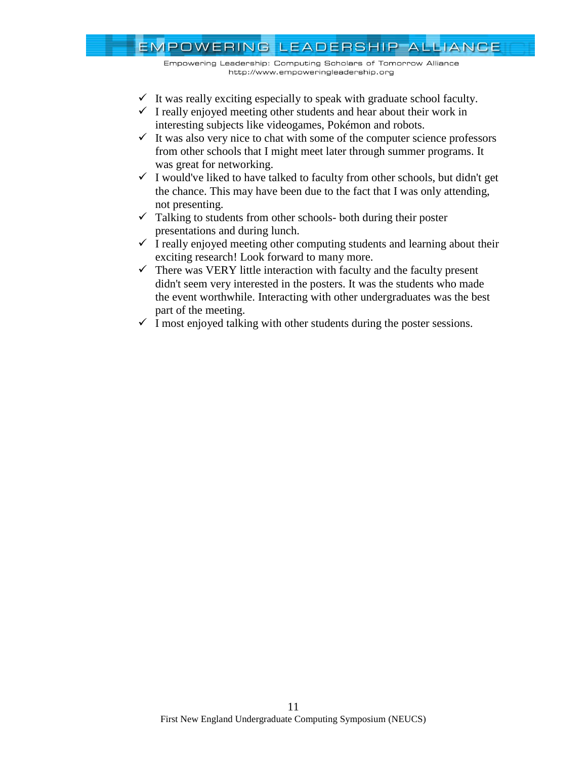- ✓ It was really exciting especially to speak with graduate school faculty.
- ✓ I really enjoyed meeting other students and hear about their work in interesting subjects like videogames, Pokémon and robots.
- ✓ It was also very nice to chat with some of the computer science professors from other schools that I might meet later through summer programs. It was great for networking.
- ✓ I would've liked to have talked to faculty from other schools, but didn't get the chance. This may have been due to the fact that I was only attending, not presenting.
- ✓ Talking to students from other schools- both during their poster presentations and during lunch.
- ✓ I really enjoyed meeting other computing students and learning about their exciting research! Look forward to many more.
- ✓ There was VERY little interaction with faculty and the faculty present didn't seem very interested in the posters. It was the students who made the event worthwhile. Interacting with other undergraduates was the best part of the meeting.
- ✓ I most enjoyed talking with other students during the poster sessions.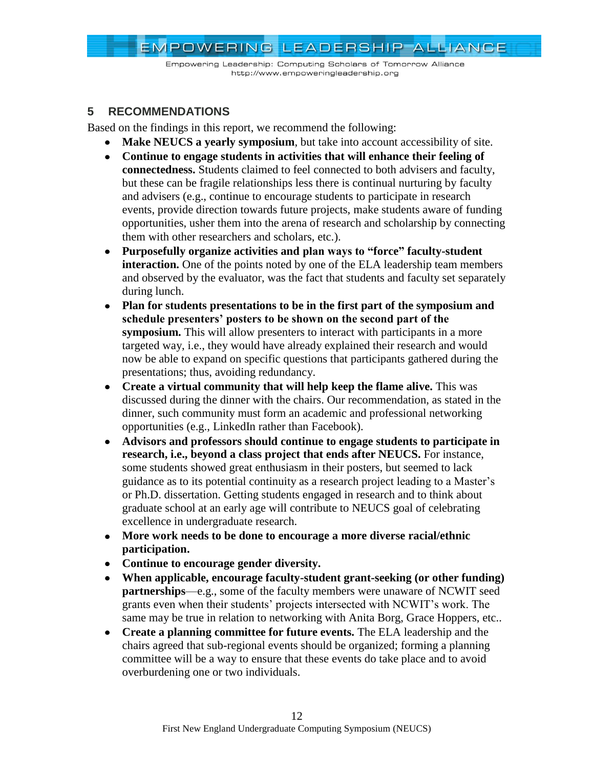## 5 RECOMMENDATIONS

Based on the findings in this report, we recommend the following:

- **Make NEUCS a yearly symposium**, but take into account accessibility of site.
- **Continue to engage students in activities that will enhance their feeling of connectedness.** Students claimed to feel connected to both advisers and faculty, but these can be fragile relationships less there is continual nurturing by faculty and advisers (e.g., continue to encourage students to participate in research events, provide direction towards future projects, make students aware of funding opportunities, usher them into the arena of research and scholarship by connecting them with other researchers and scholars, etc.).
- **Purposefully organize activities and plan ways to "force" faculty-student interaction.** One of the points noted by one of the ELA leadership team members and observed by the evaluator, was the fact that students and faculty set separately during lunch.
- **Plan for students presentations to be in the first part of the symposium and schedule presenters' posters to be shown on the second part of the symposium.** This will allow presenters to interact with participants in a more targeted way, i.e., they would have already explained their research and would now be able to expand on specific questions that participants gathered during the presentations; thus, avoiding redundancy.
- **Create a virtual community that will help keep the flame alive.** This was discussed during the dinner with the chairs. Our recommendation, as stated in the dinner, such community must form an academic and professional networking opportunities (e.g., LinkedIn rather than Facebook).
- **Advisors and professors should continue to engage students to participate in research, i.e., beyond a class project that ends after NEUCS.** For instance, some students showed great enthusiasm in their posters, but seemed to lack guidance as to its potential continuity as a research project leading to a Master's or Ph.D. dissertation. Getting students engaged in research and to think about graduate school at an early age will contribute to NEUCS goal of celebrating excellence in undergraduate research.
- **More work needs to be done to encourage a more diverse racial/ethnic participation.**
- **Continue to encourage gender diversity.**
- **When applicable, encourage faculty-student grant-seeking (or other funding) partnerships**—e.g., some of the faculty members were unaware of NCWIT seed grants even when their students' projects intersected with NCWIT's work. The same may be true in relation to networking with Anita Borg, Grace Hoppers, etc..
- **Create a planning committee for future events.** The ELA leadership and the chairs agreed that sub-regional events should be organized; forming a planning committee will be a way to ensure that these events do take place and to avoid overburdening one or two individuals.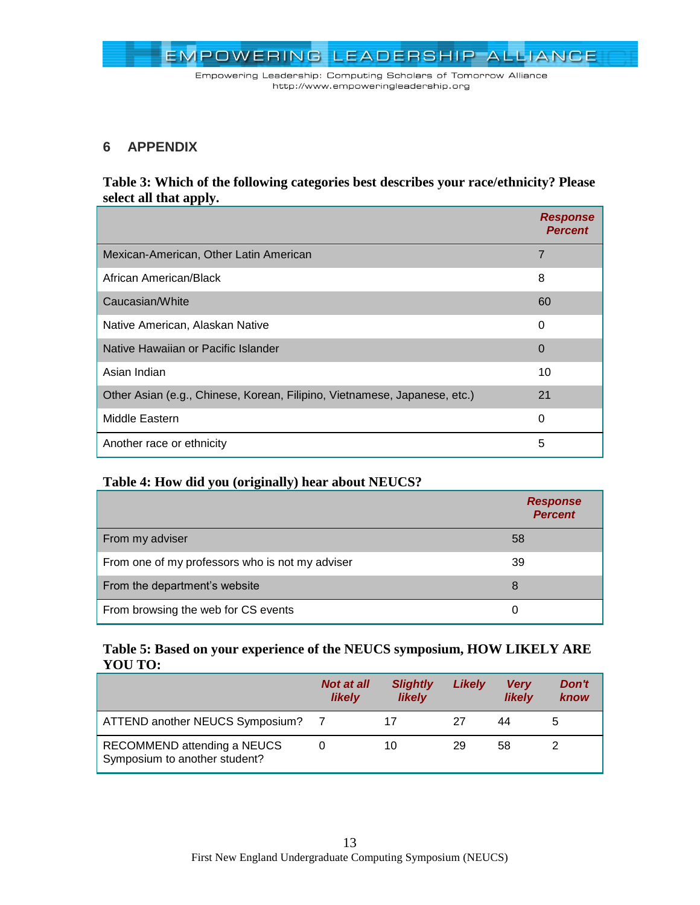## 6 APPENDIX

**Table 3: Which of the following categories best describes your race/ethnicity? Please select all that apply.**

| | *Response Percent* |
|---|---|
| Mexican-American, Other Latin American | 7 |
| African American/Black | 8 |
| Caucasian/White | 60 |
| Native American, Alaskan Native | 0 |
| Native Hawaiian or Pacific Islander | 0 |
| Asian Indian | 10 |
| Other Asian (e.g., Chinese, Korean, Filipino, Vietnamese, Japanese, etc.) | 21 |
| Middle Eastern | 0 |
| Another race or ethnicity | 5 |

**Table 4: How did you (originally) hear about NEUCS?**

| | *Response Percent* |
|---|---|
| From my adviser | 58 |
| From one of my professors who is not my adviser | 39 |
| From the department's website | 8 |
| From browsing the web for CS events | 0 |

**Table 5: Based on your experience of the NEUCS symposium, HOW LIKELY ARE YOU TO:**

| | *Not at all likely* | *Slightly likely* | *Likely* | *Very likely* | *Don't know* |
|---|---|---|---|---|---|
| ATTEND another NEUCS Symposium? | 7 | 17 | 27 | 44 | 5 |
| RECOMMEND attending a NEUCS Symposium to another student? | 0 | 10 | 29 | 58 | 2 |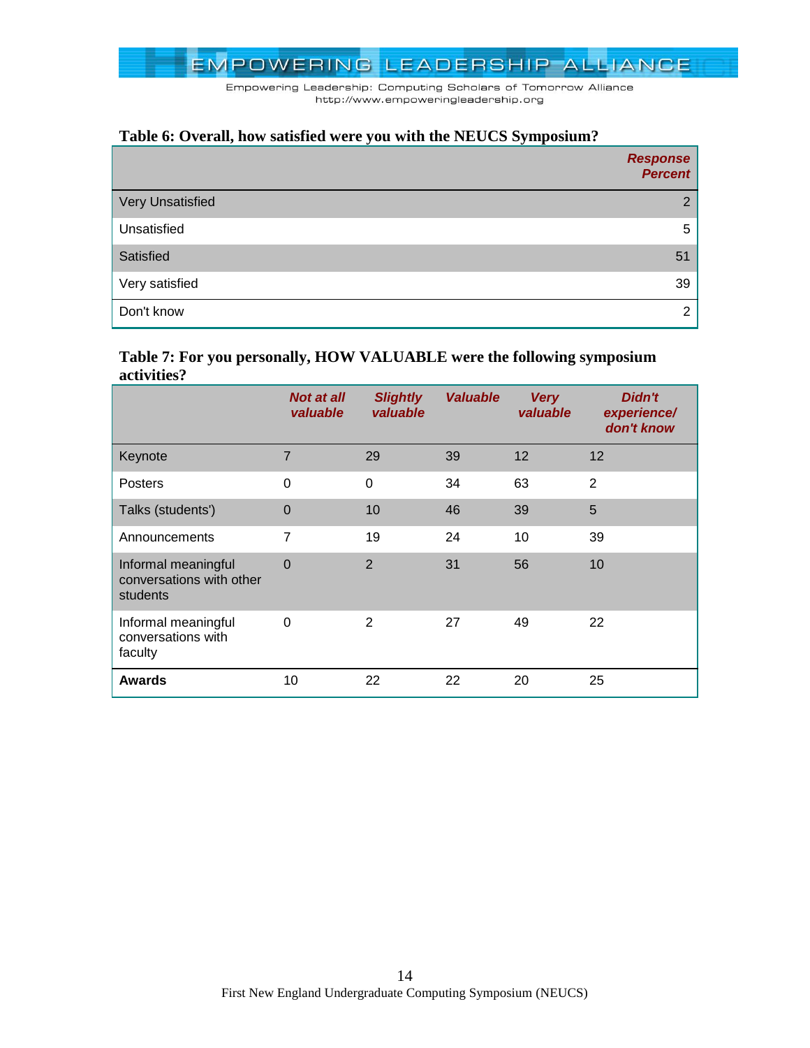**Table 6: Overall, how satisfied were you with the NEUCS Symposium?**

| | *Response Percent* |
|---|---|
| Very Unsatisfied | 2 |
| Unsatisfied | 5 |
| Satisfied | 51 |
| Very satisfied | 39 |
| Don't know | 2 |

**Table 7: For you personally, HOW VALUABLE were the following symposium activities?**

| | *Not at all valuable* | *Slightly valuable* | *Valuable* | *Very valuable* | *Didn't experience/ don't know* |
|---|---|---|---|---|---|
| Keynote | 7 | 29 | 39 | 12 | 12 |
| Posters | 0 | 0 | 34 | 63 | 2 |
| Talks (students') | 0 | 10 | 46 | 39 | 5 |
| Announcements | 7 | 19 | 24 | 10 | 39 |
| Informal meaningful conversations with other students | 0 | 2 | 31 | 56 | 10 |
| Informal meaningful conversations with faculty | 0 | 2 | 27 | 49 | 22 |
| **Awards** | 10 | 22 | 22 | 20 | 25 |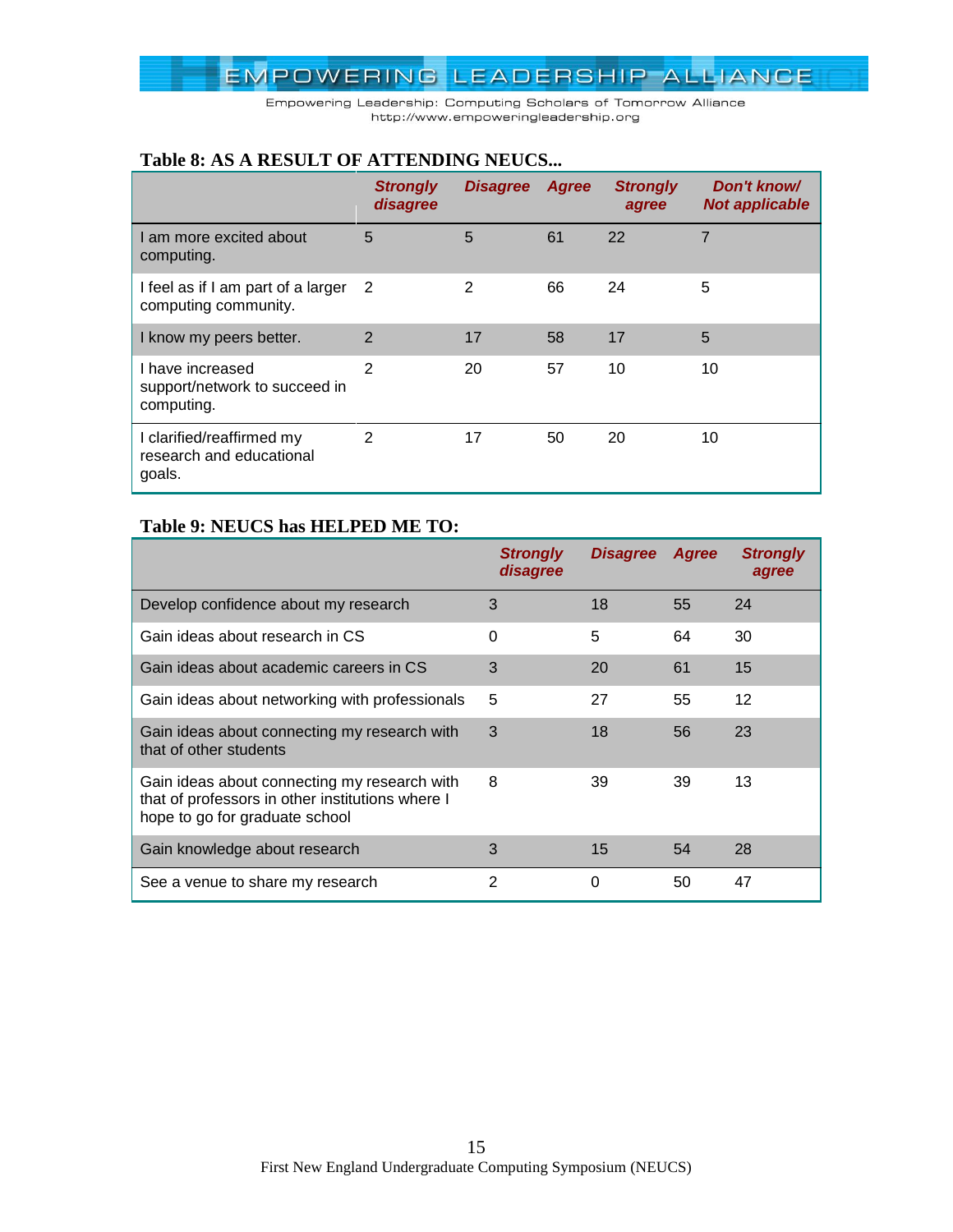**Table 8: AS A RESULT OF ATTENDING NEUCS...**

| | *Strongly disagree* | *Disagree* | *Agree* | *Strongly agree* | *Don't know/ Not applicable* |
|---|---|---|---|---|---|
| I am more excited about computing. | 5 | 5 | 61 | 22 | 7 |
| I feel as if I am part of a larger computing community. | 2 | 2 | 66 | 24 | 5 |
| I know my peers better. | 2 | 17 | 58 | 17 | 5 |
| I have increased support/network to succeed in computing. | 2 | 20 | 57 | 10 | 10 |
| I clarified/reaffirmed my research and educational goals. | 2 | 17 | 50 | 20 | 10 |

**Table 9: NEUCS has HELPED ME TO:**

| | *Strongly disagree* | *Disagree* | *Agree* | *Strongly agree* |
|---|---|---|---|---|
| Develop confidence about my research | 3 | 18 | 55 | 24 |
| Gain ideas about research in CS | 0 | 5 | 64 | 30 |
| Gain ideas about academic careers in CS | 3 | 20 | 61 | 15 |
| Gain ideas about networking with professionals | 5 | 27 | 55 | 12 |
| Gain ideas about connecting my research with that of other students | 3 | 18 | 56 | 23 |
| Gain ideas about connecting my research with that of professors in other institutions where I hope to go for graduate school | 8 | 39 | 39 | 13 |
| Gain knowledge about research | 3 | 15 | 54 | 28 |
| See a venue to share my research | 2 | 0 | 50 | 47 |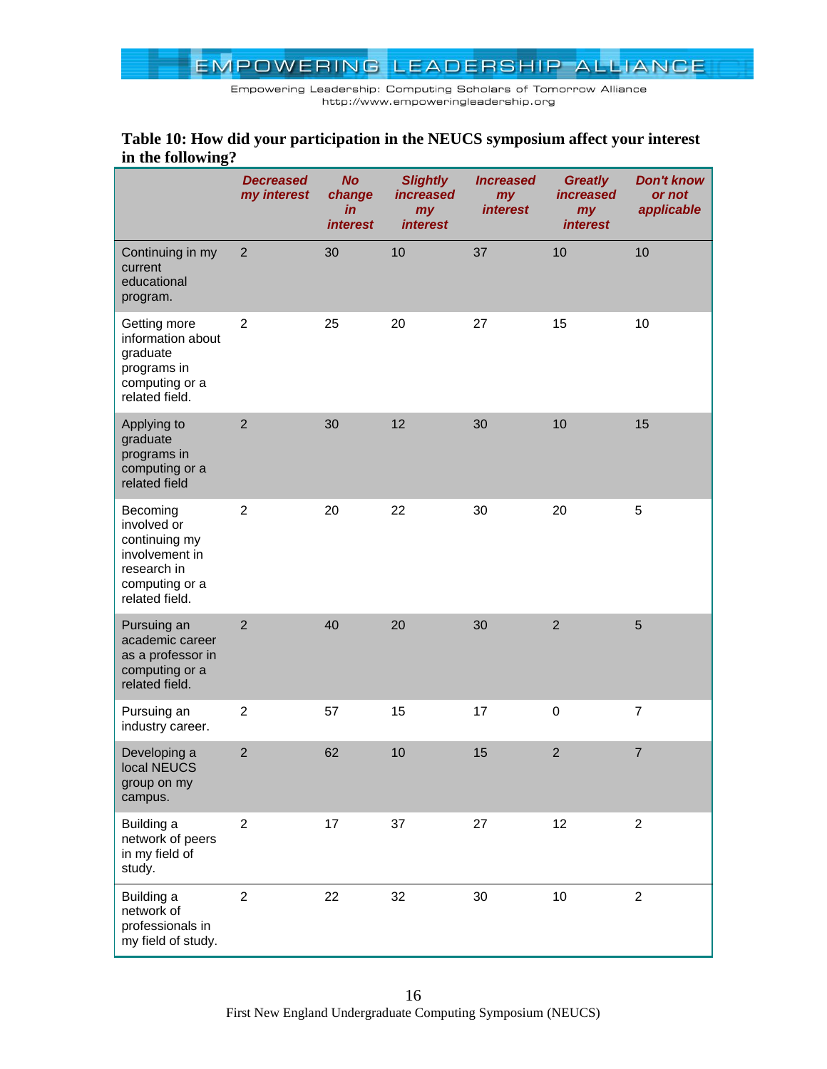**Table 10: How did your participation in the NEUCS symposium affect your interest in the following?**

| | Decreased my interest | No change in interest | Slightly increased my interest | Increased my interest | Greatly increased my interest | Don't know or not applicable |
|---|---|---|---|---|---|---|
| Continuing in my current educational program. | 2 | 30 | 10 | 37 | 10 | 10 |
| Getting more information about graduate programs in computing or a related field. | 2 | 25 | 20 | 27 | 15 | 10 |
| Applying to graduate programs in computing or a related field | 2 | 30 | 12 | 30 | 10 | 15 |
| Becoming involved or continuing my involvement in research in computing or a related field. | 2 | 20 | 22 | 30 | 20 | 5 |
| Pursuing an academic career as a professor in computing or a related field. | 2 | 40 | 20 | 30 | 2 | 5 |
| Pursuing an industry career. | 2 | 57 | 15 | 17 | 0 | 7 |
| Developing a local NEUCS group on my campus. | 2 | 62 | 10 | 15 | 2 | 7 |
| Building a network of peers in my field of study. | 2 | 17 | 37 | 27 | 12 | 2 |
| Building a network of professionals in my field of study. | 2 | 22 | 32 | 30 | 10 | 2 |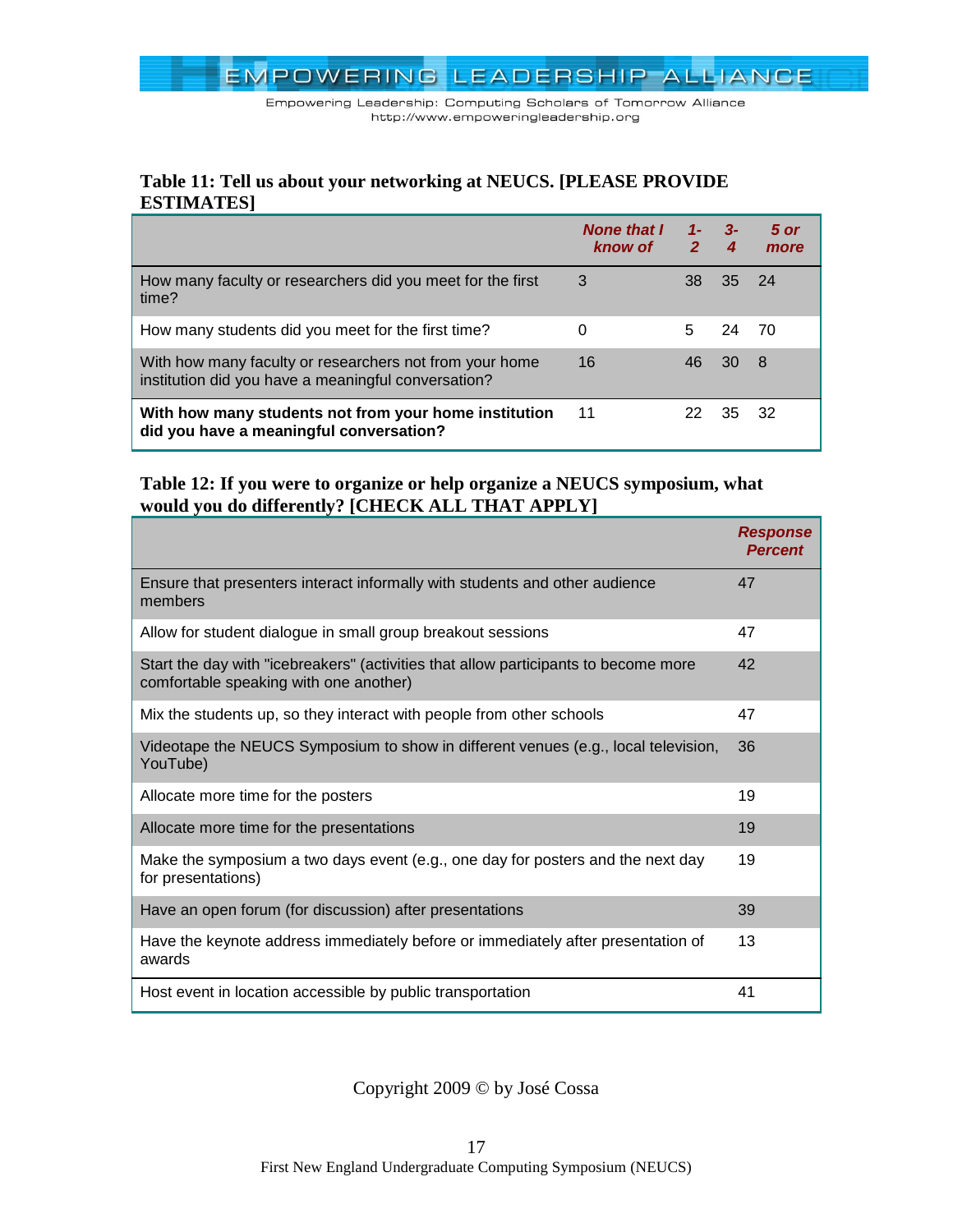**Table 11: Tell us about your networking at NEUCS. [PLEASE PROVIDE ESTIMATES]**

| | None that I know of | 1-2 | 3-4 | 5 or more |
|---|---|---|---|---|
| How many faculty or researchers did you meet for the first time? | 3 | 38 | 35 | 24 |
| How many students did you meet for the first time? | 0 | 5 | 24 | 70 |
| With how many faculty or researchers not from your home institution did you have a meaningful conversation? | 16 | 46 | 30 | 8 |
| **With how many students not from your home institution did you have a meaningful conversation?** | 11 | 22 | 35 | 32 |

**Table 12: If you were to organize or help organize a NEUCS symposium, what would you do differently? [CHECK ALL THAT APPLY]**

| | Response Percent |
|---|---|
| Ensure that presenters interact informally with students and other audience members | 47 |
| Allow for student dialogue in small group breakout sessions | 47 |
| Start the day with "icebreakers" (activities that allow participants to become more comfortable speaking with one another) | 42 |
| Mix the students up, so they interact with people from other schools | 47 |
| Videotape the NEUCS Symposium to show in different venues (e.g., local television, YouTube) | 36 |
| Allocate more time for the posters | 19 |
| Allocate more time for the presentations | 19 |
| Make the symposium a two days event (e.g., one day for posters and the next day for presentations) | 19 |
| Have an open forum (for discussion) after presentations | 39 |
| Have the keynote address immediately before or immediately after presentation of awards | 13 |
| Host event in location accessible by public transportation | 41 |

Copyright 2009 © by José Cossa